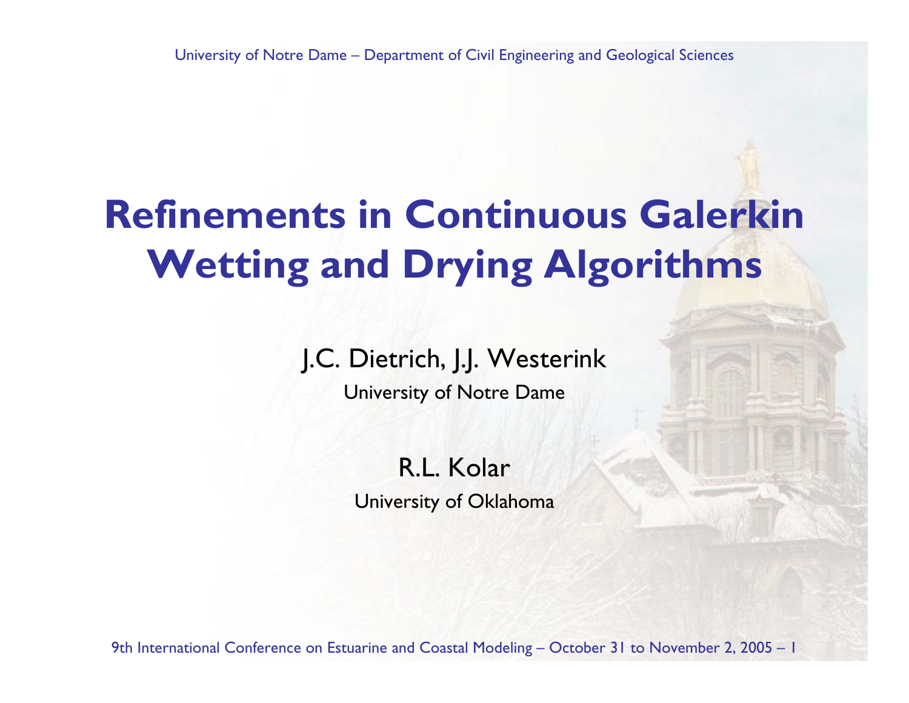University of Notre Dame – Department of Civil Engineering and Geological Sciences

# Refinements in Continuous Galerkin Wetting and Drying Algorithms

J.C. Dietrich, J.J. Westerink

University of Notre Dame

R.L. Kolar

University of Oklahoma

9th International Conference on Estuarine and Coastal Modeling – October 31 to November 2, 2005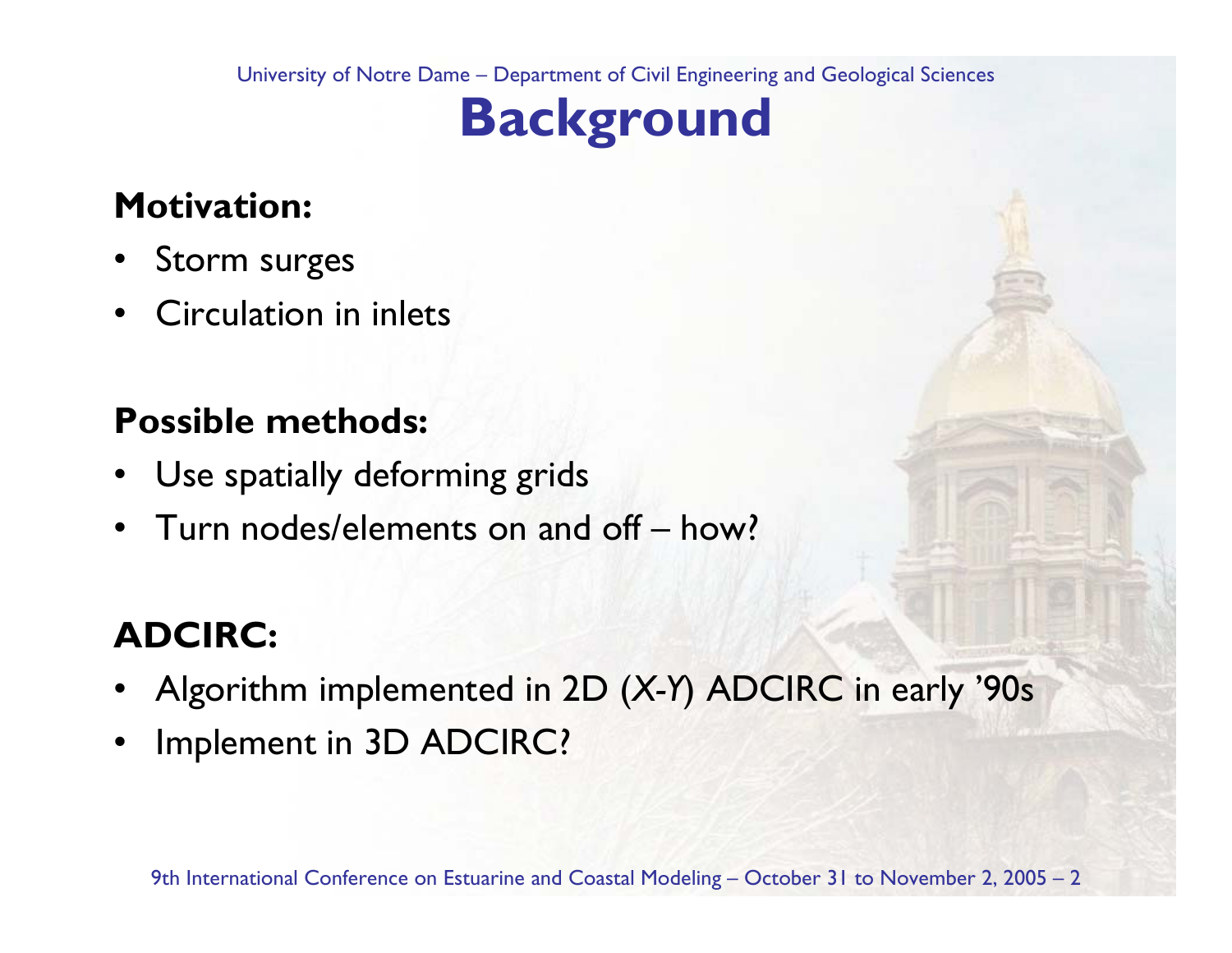# Background

**Motivation:**

- Storm surges
- Circulation in inlets

**Possible methods:**

- Use spatially deforming grids
- Turn nodes/elements on and off – how?

**ADCIRC:**

- Algorithm implemented in 2D (*X-Y*) ADCIRC in early '90s
- Implement in 3D ADCIRC?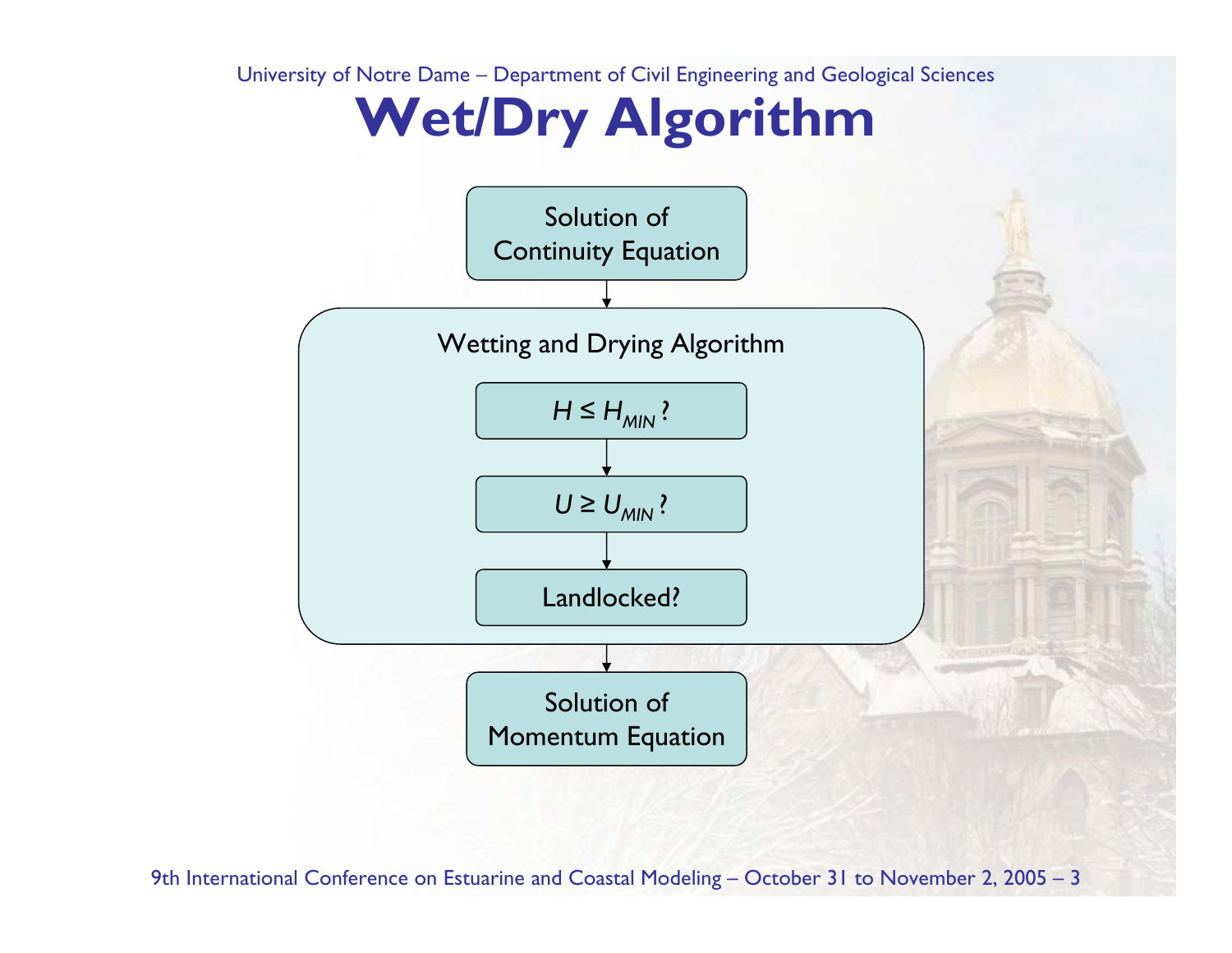# Wet/Dry Algorithm

Solution of Continuity Equation

↓

**Wetting and Drying Algorithm**

- $H \leq H_{MIN}$ ?
- ↓
- $U \geq U_{MIN}$ ?
- ↓
- Landlocked?

↓

Solution of Momentum Equation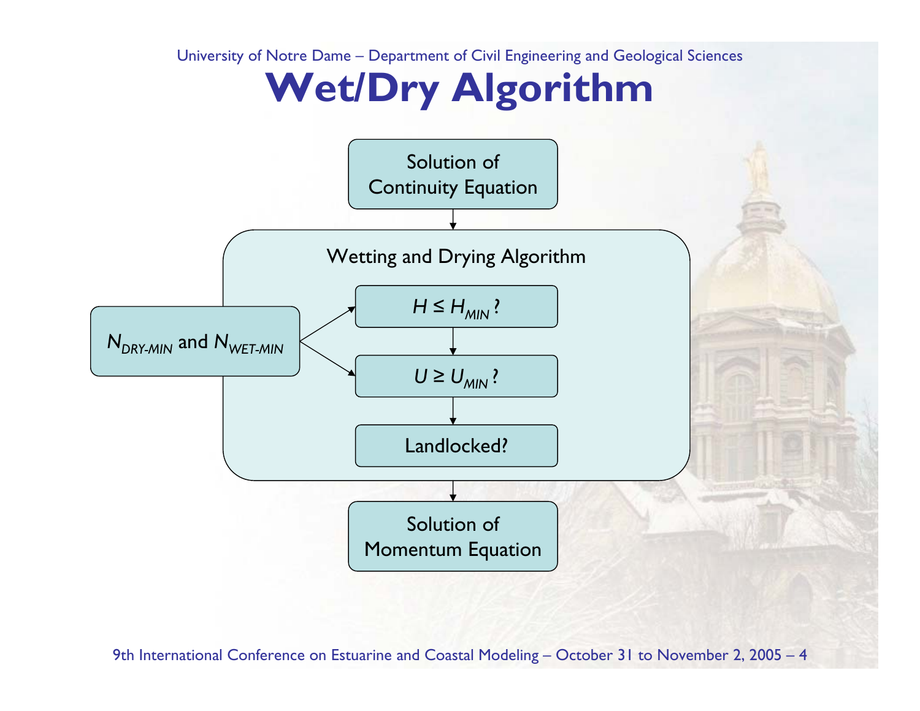# Wet/Dry Algorithm

Solution of Continuity Equation

Wetting and Drying Algorithm

$N_{DRY\text{-}MIN}$ and $N_{WET\text{-}MIN}$

$H \leq H_{MIN}$ ?

$U \geq U_{MIN}$ ?

Landlocked?

Solution of Momentum Equation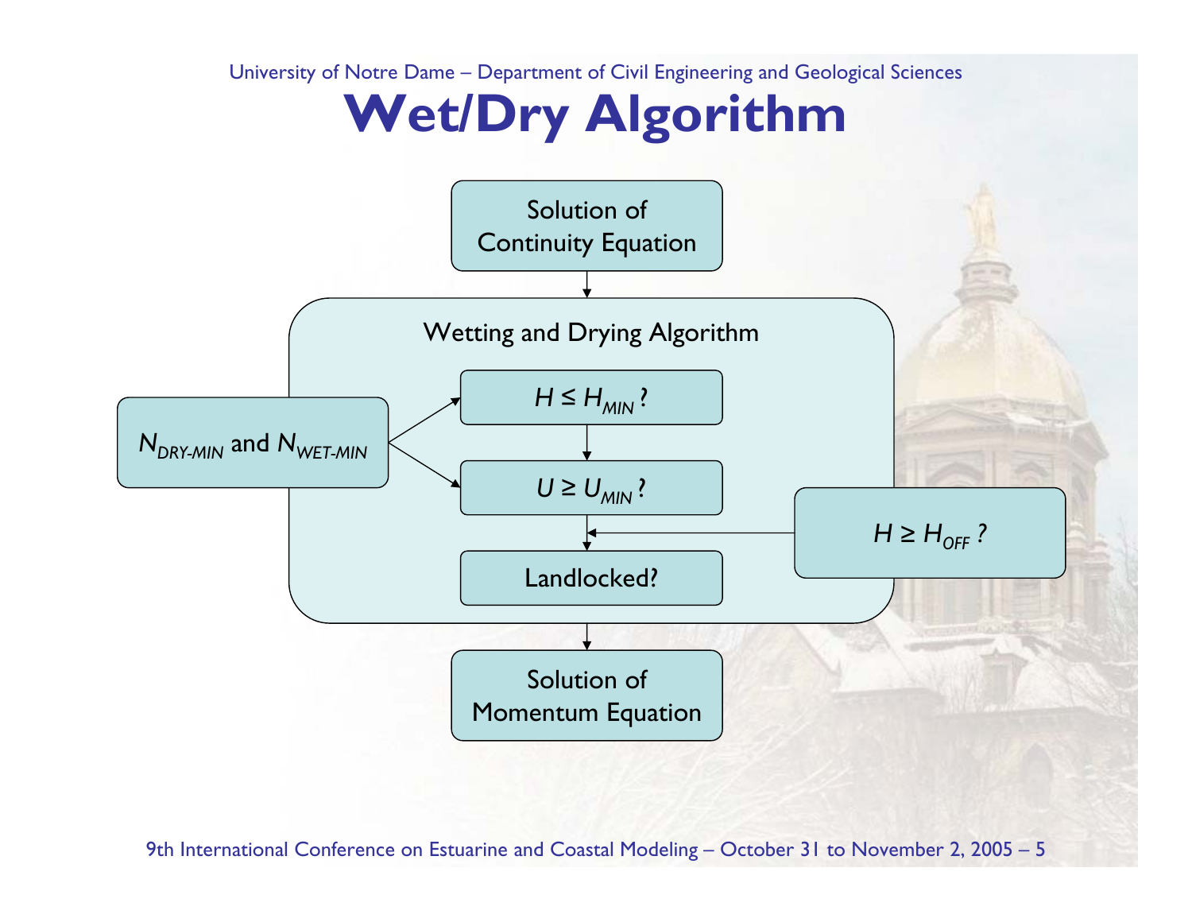# Wet/Dry Algorithm

Solution of Continuity Equation

Wetting and Drying Algorithm

$N_{DRY\text{-}MIN}$ and $N_{WET\text{-}MIN}$

$H \leq H_{MIN}$ ?

$U \geq U_{MIN}$ ?

$H \geq H_{OFF}$ ?

Landlocked?

Solution of Momentum Equation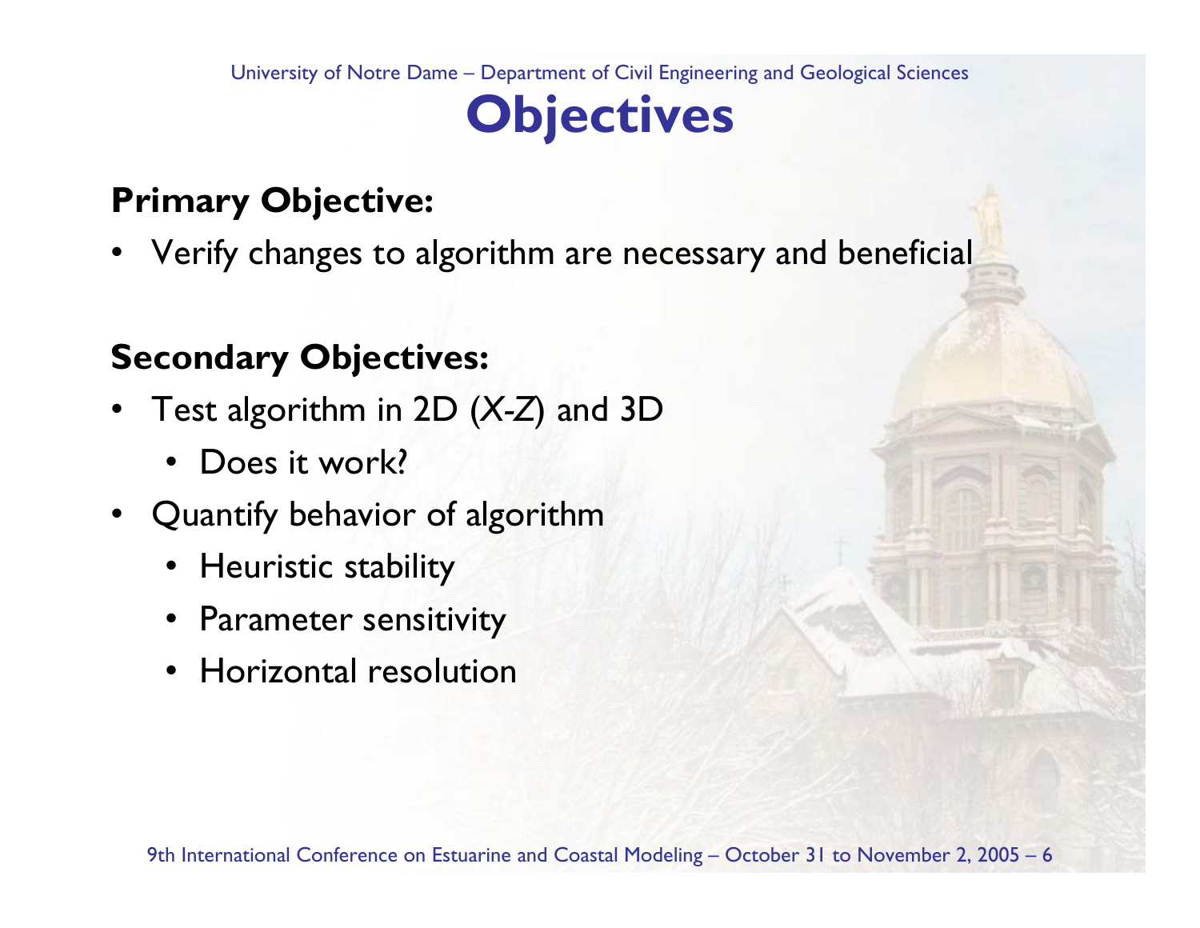# Objectives

**Primary Objective:**

- Verify changes to algorithm are necessary and beneficial

**Secondary Objectives:**

- Test algorithm in 2D (*X-Z*) and 3D
  - Does it work?
- Quantify behavior of algorithm
  - Heuristic stability
  - Parameter sensitivity
  - Horizontal resolution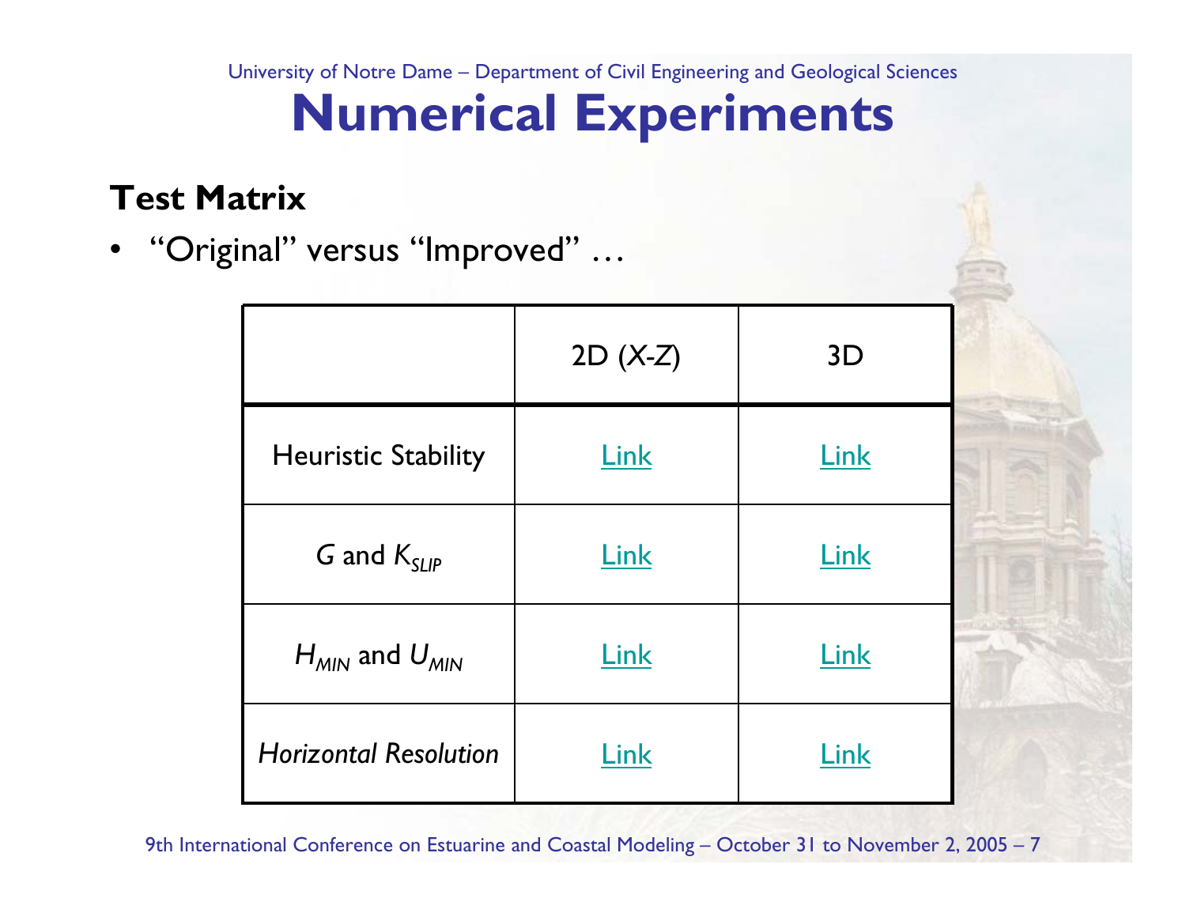# Numerical Experiments

## Test Matrix

- "Original" versus "Improved" …

| | 2D (*X*-*Z*) | 3D |
|---|---|---|
| Heuristic Stability | Link | Link |
| $G$ and $K_{SLIP}$ | Link | Link |
| $H_{MIN}$ and $U_{MIN}$ | Link | Link |
| *Horizontal Resolution* | Link | Link |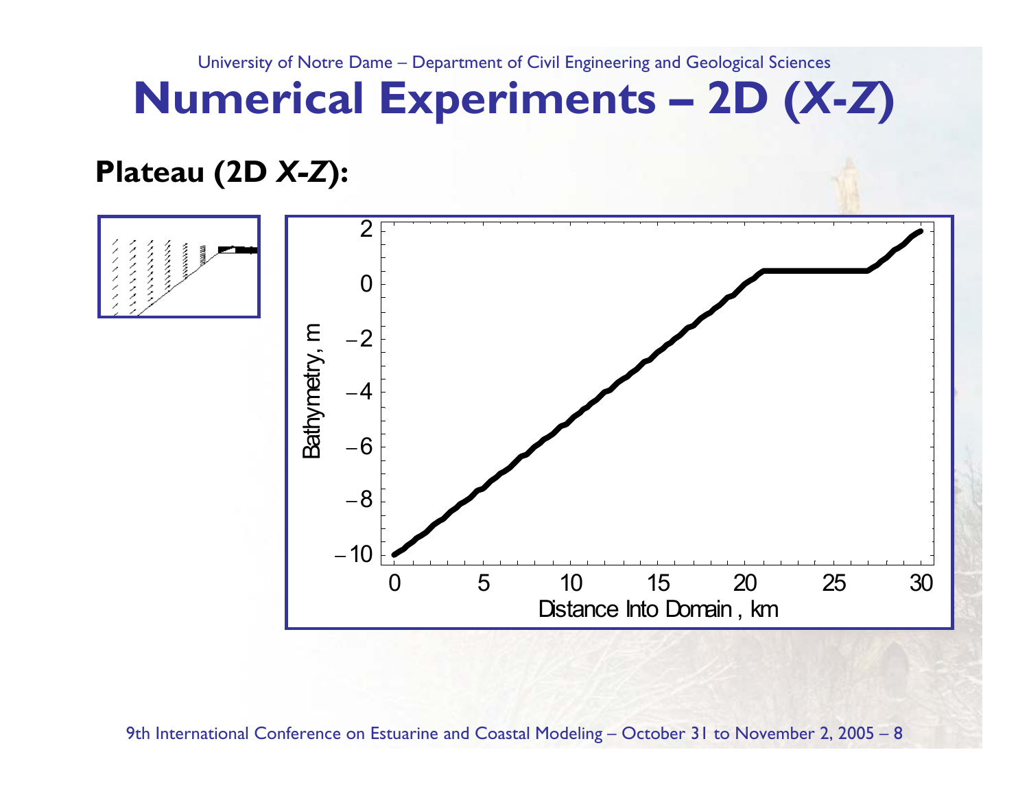# Numerical Experiments – 2D (*X*-*Z*)

**Plateau (2D *X*-*Z*):**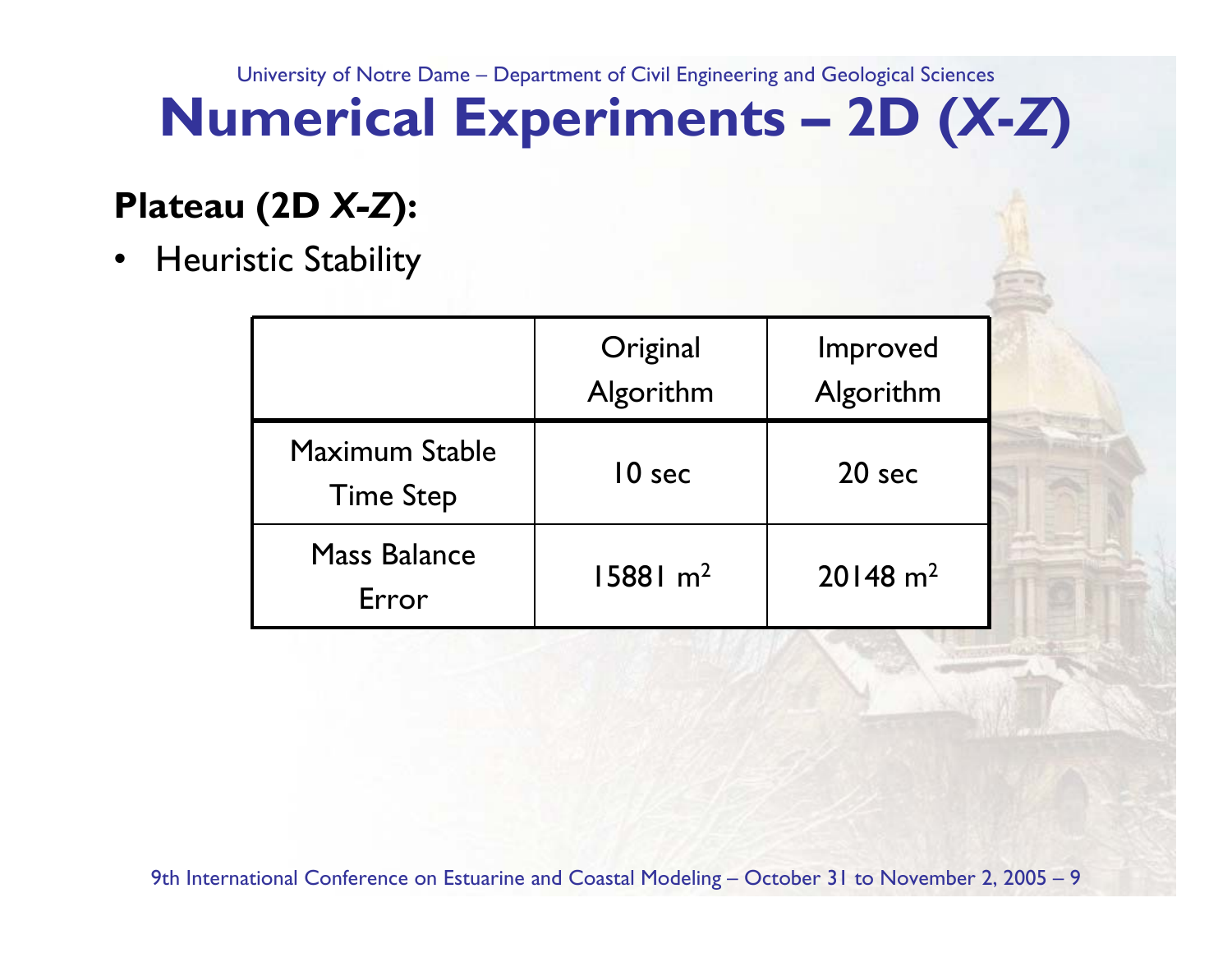# Numerical Experiments – 2D (*X*-*Z*)

**Plateau (2D *X*-*Z*):**

- Heuristic Stability

| | Original Algorithm | Improved Algorithm |
|---|---|---|
| Maximum Stable Time Step | 10 sec | 20 sec |
| Mass Balance Error | 15881 $m^2$ | 20148 $m^2$ |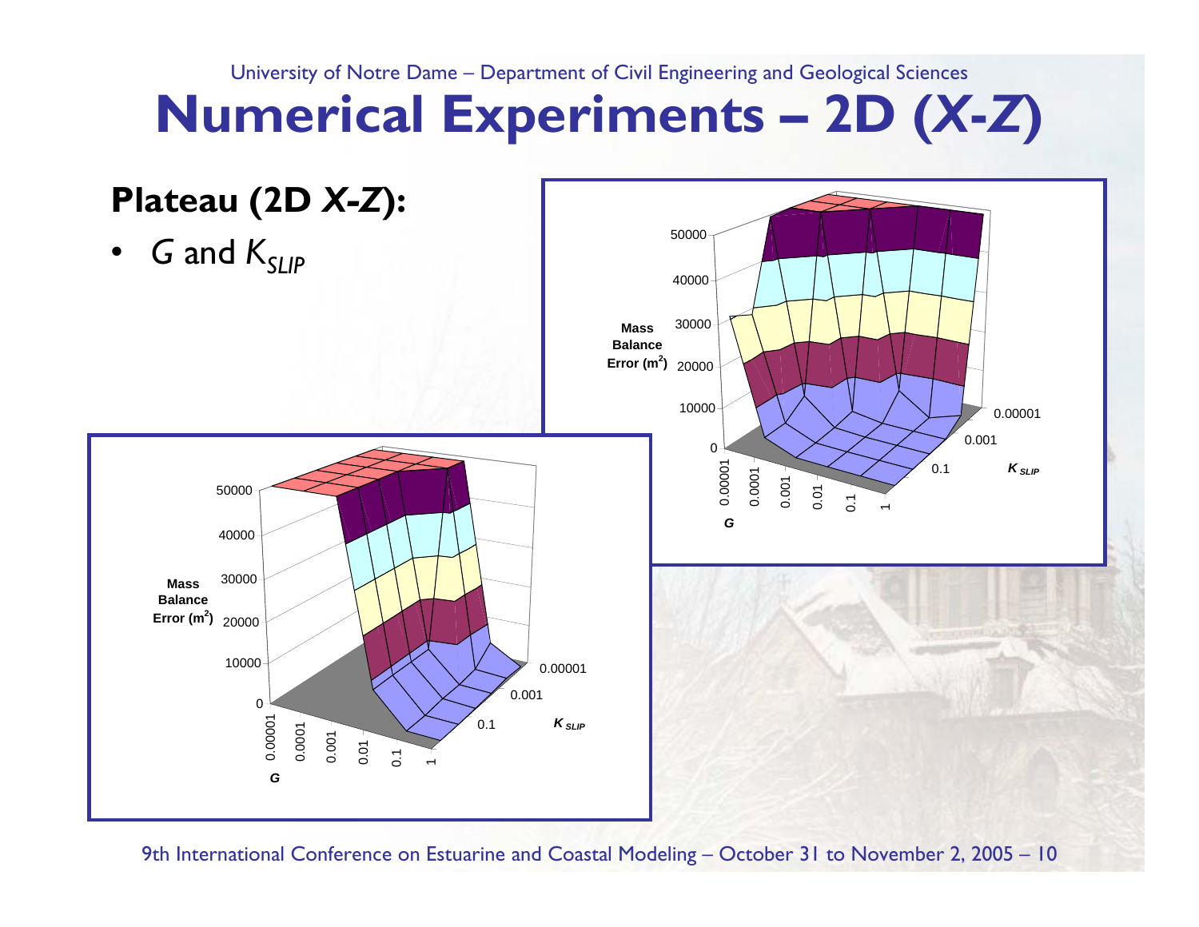# Numerical Experiments – 2D (*X*-*Z*)

## Plateau (2D *X*-*Z*):

- *G* and $K_{SLIP}$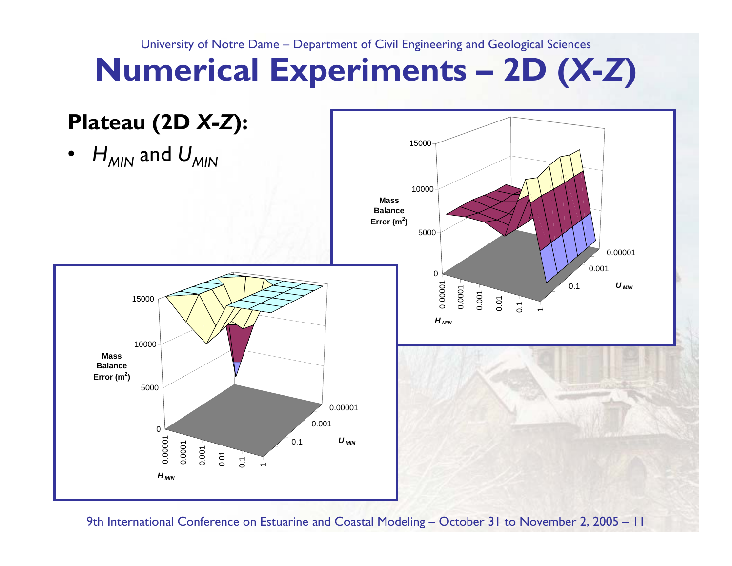# Numerical Experiments – 2D (*X*-*Z*)

## Plateau (2D *X*-*Z*):

- $H_{MIN}$ and $U_{MIN}$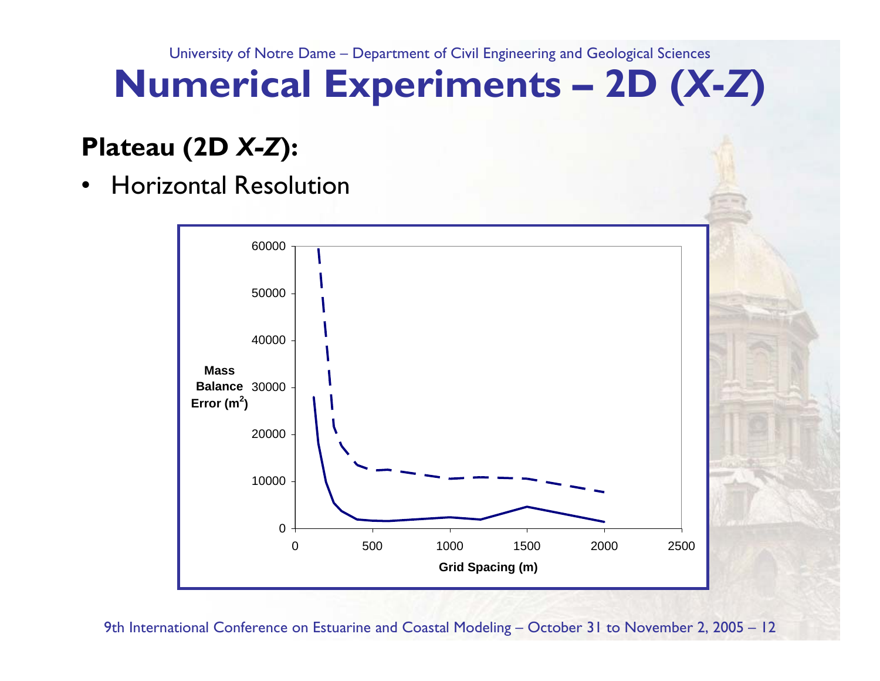# Numerical Experiments – 2D (*X-Z*)

## Plateau (2D *X-Z*):

- Horizontal Resolution

Mass Balance Error ($m^2$)

Grid Spacing (m)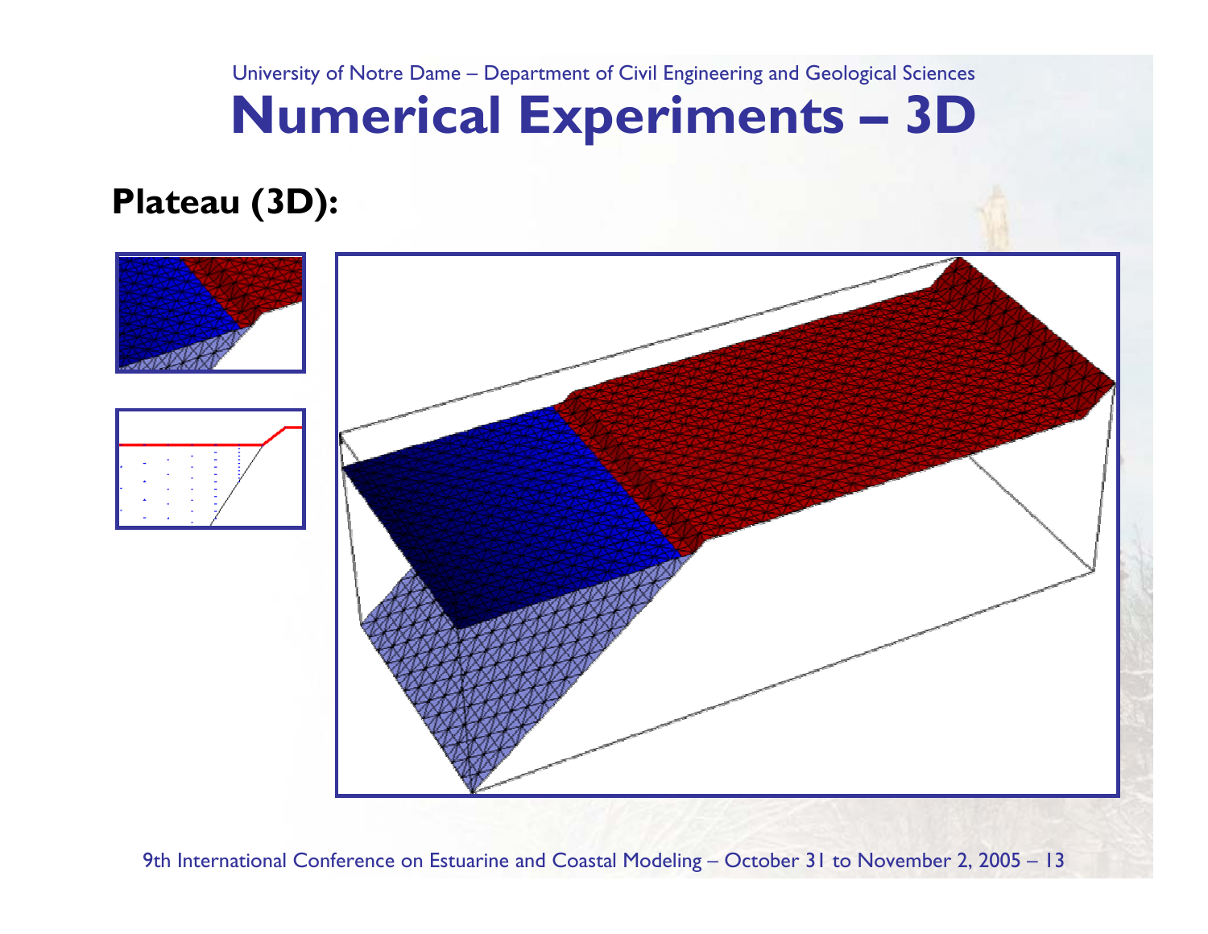# Numerical Experiments – 3D

**Plateau (3D):**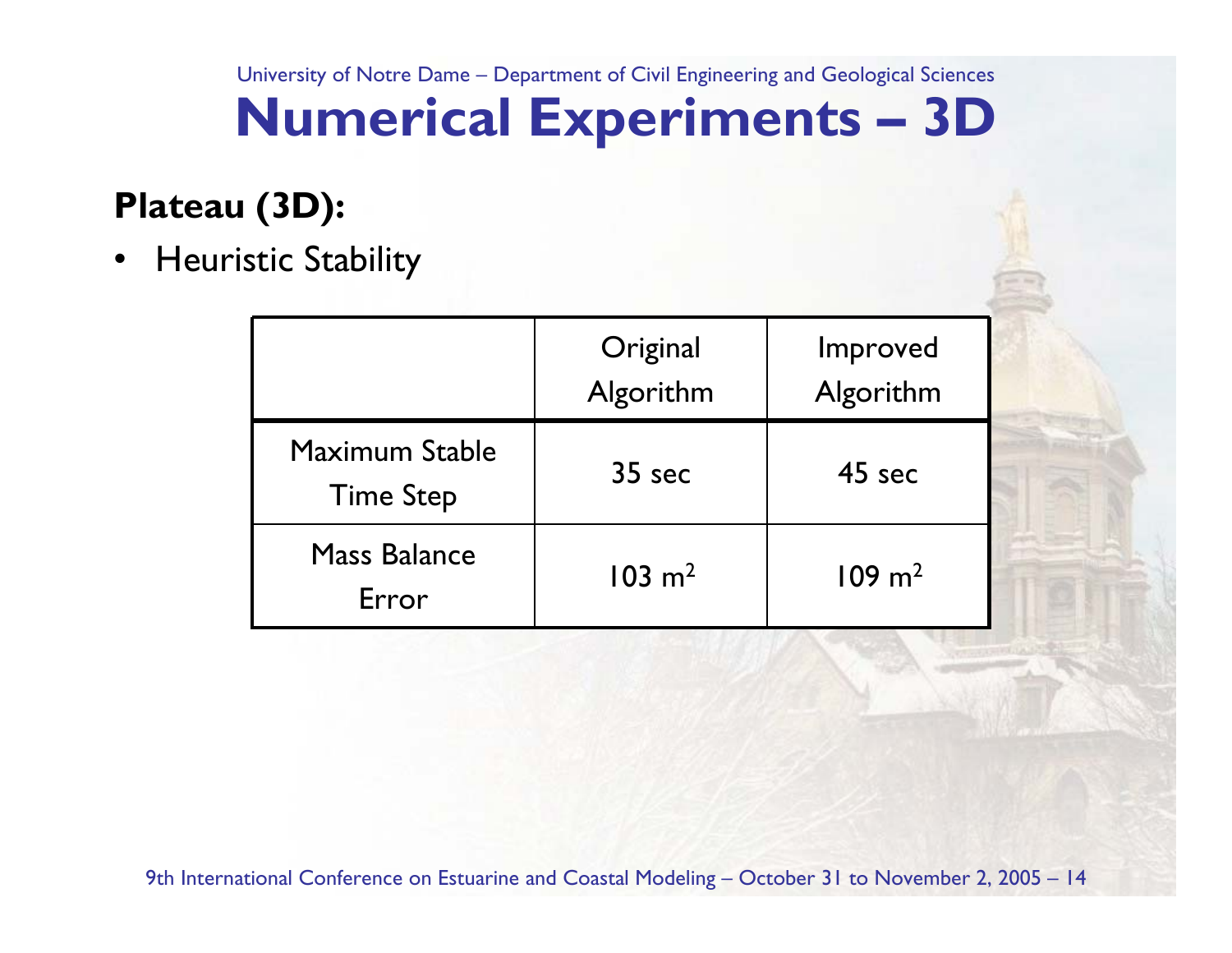# Numerical Experiments – 3D

**Plateau (3D):**

- Heuristic Stability

| | Original Algorithm | Improved Algorithm |
|---|---|---|
| Maximum Stable Time Step | 35 sec | 45 sec |
| Mass Balance Error | 103 $m^2$ | 109 $m^2$ |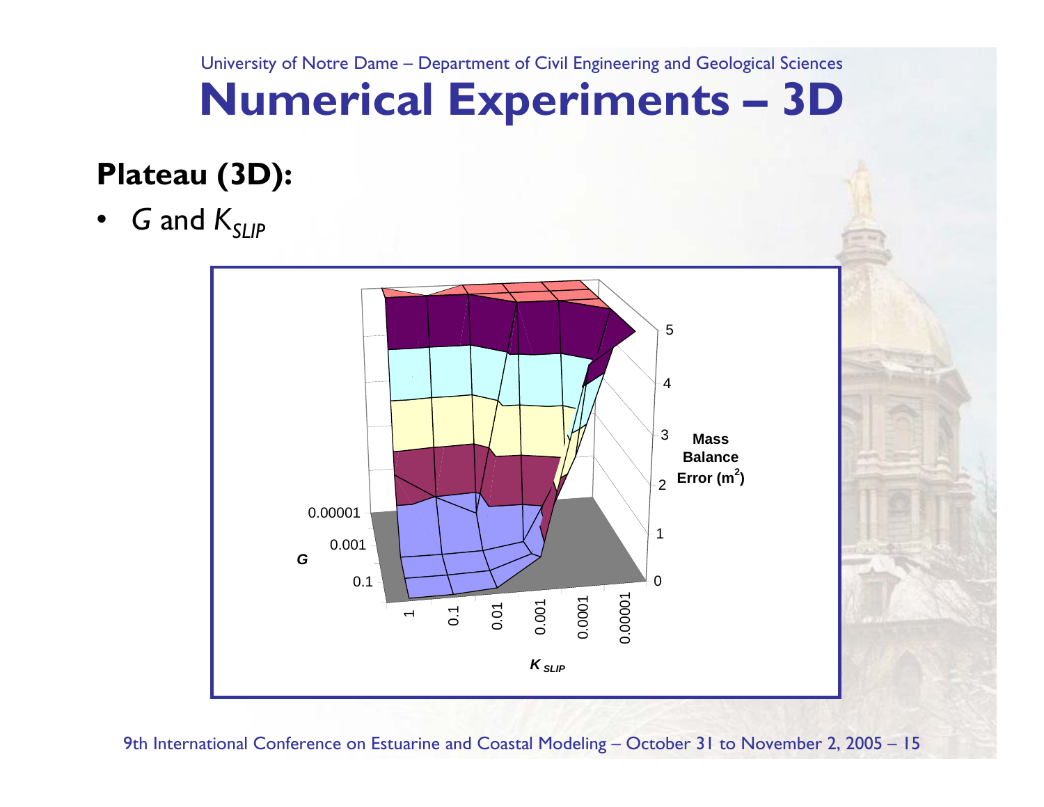# Numerical Experiments – 3D

## Plateau (3D):

- $G$ and $K_{SLIP}$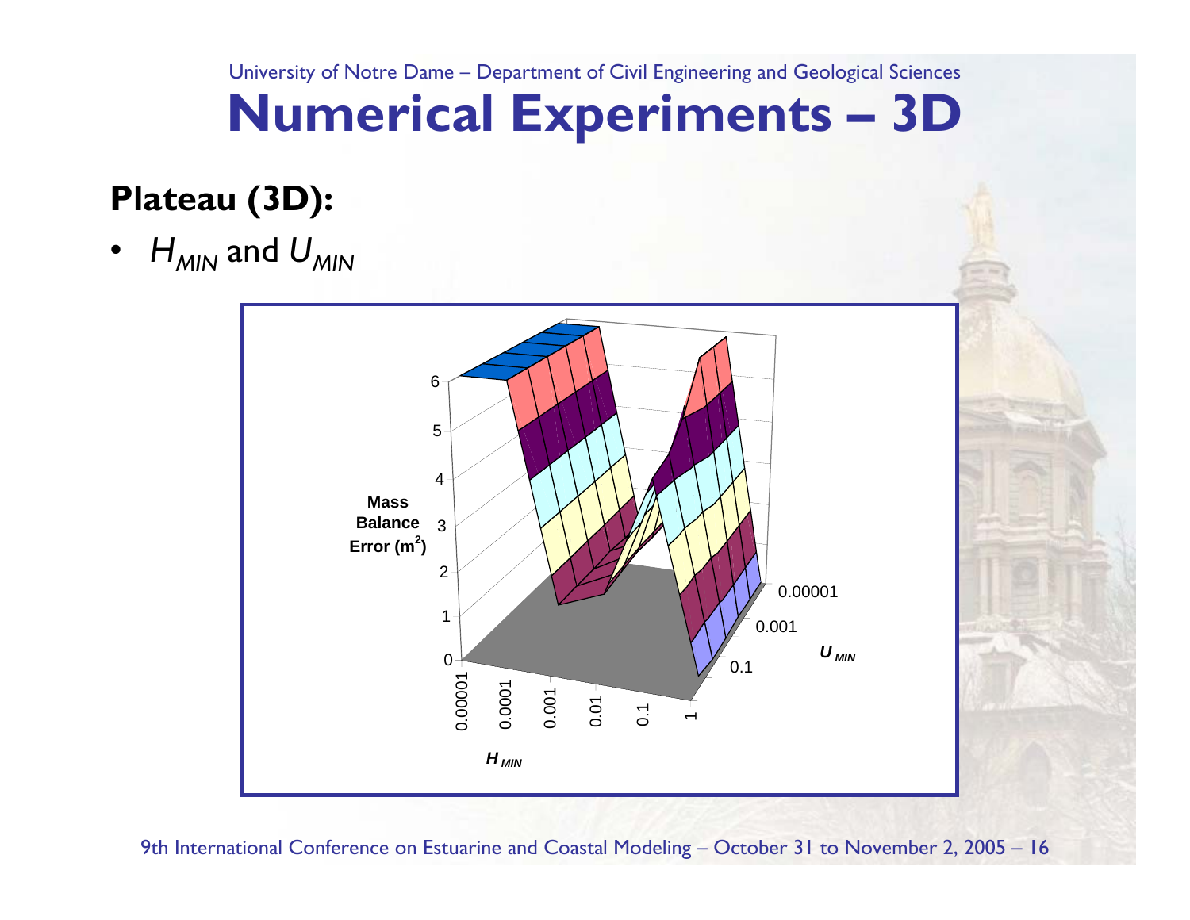# Numerical Experiments – 3D

**Plateau (3D):**

- $H_{MIN}$ and $U_{MIN}$

Mass Balance Error (m$^2$)

6
5
4
3
2
1
0

$U_{MIN}$: 0.00001, 0.001, 0.1

$H_{MIN}$: 0.00001, 0.0001, 0.001, 0.01, 0.1, 1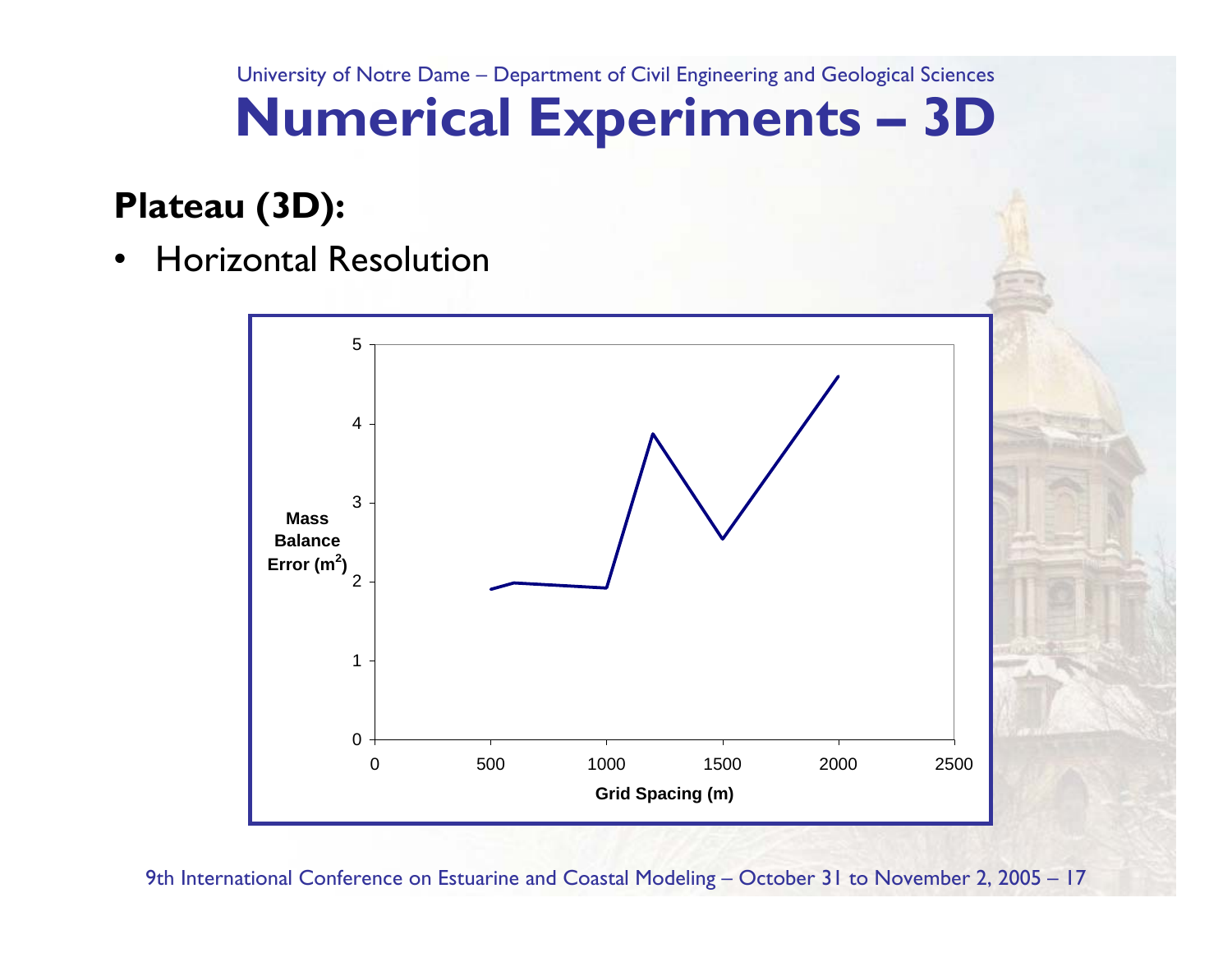# Numerical Experiments – 3D

## Plateau (3D):

- Horizontal Resolution

Mass Balance Error ($m^2$)

Grid Spacing (m)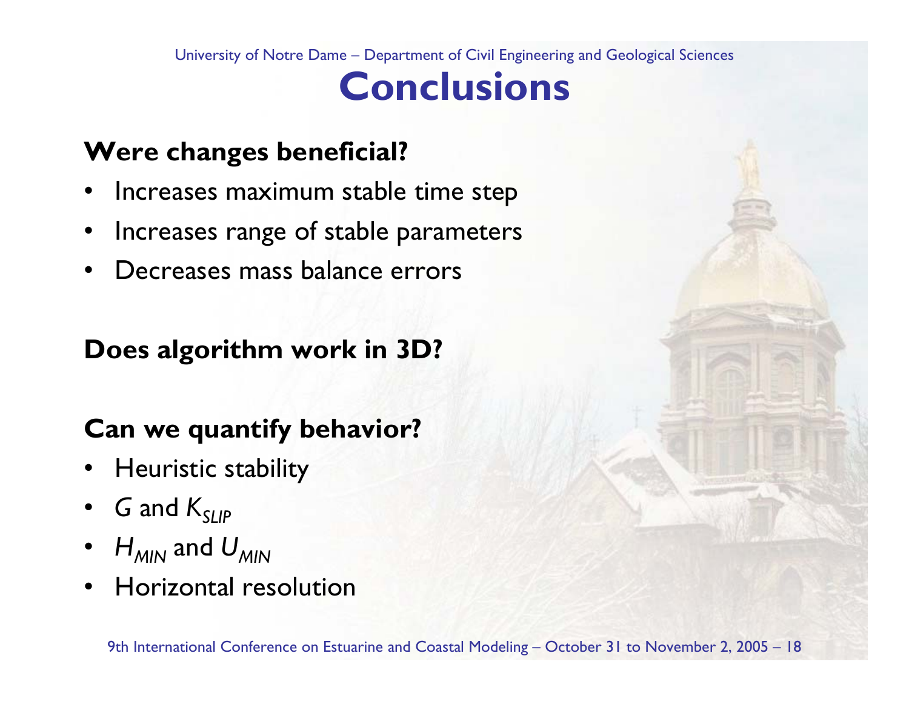# Conclusions

**Were changes beneficial?**

- Increases maximum stable time step
- Increases range of stable parameters
- Decreases mass balance errors

**Does algorithm work in 3D?**

**Can we quantify behavior?**

- Heuristic stability
- $G$ and $K_{SLIP}$
- $H_{MIN}$ and $U_{MIN}$
- Horizontal resolution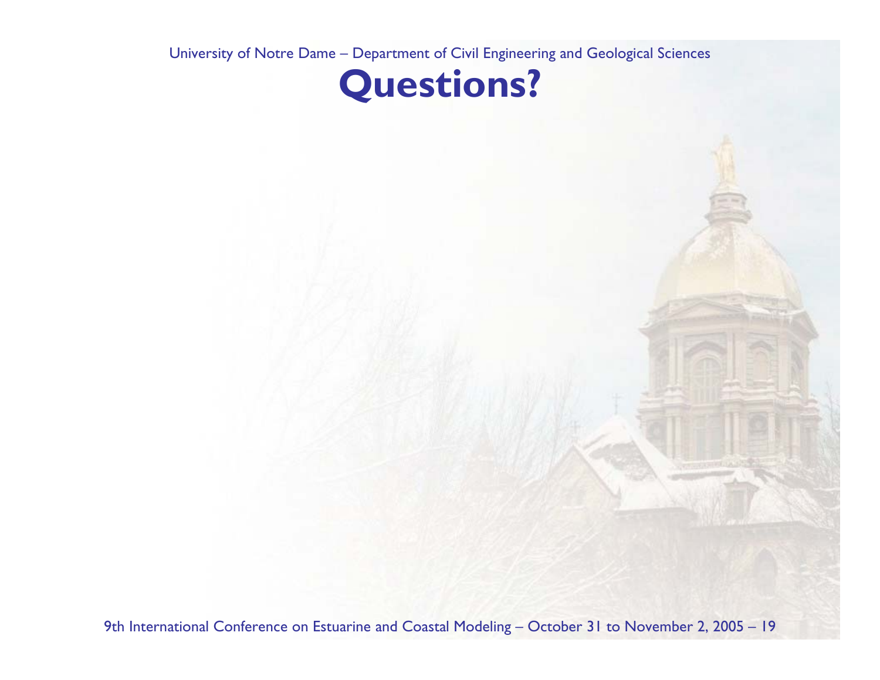# Questions?